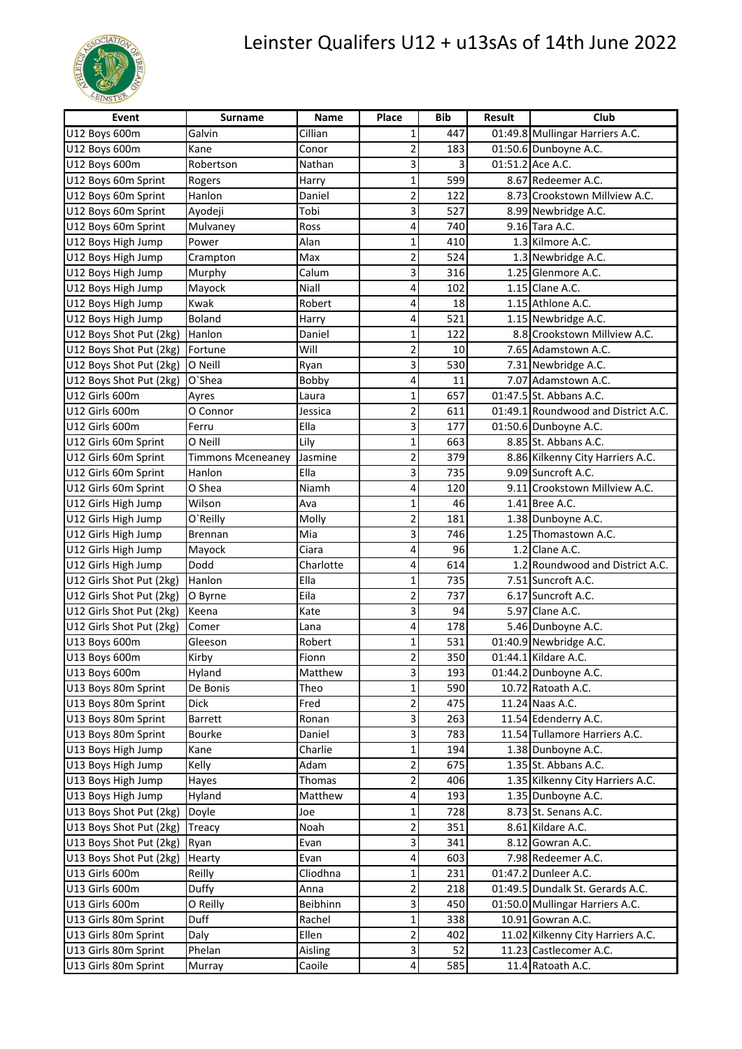# Leinster Qualifers U12 + u13sAs of 14th June 2022

| Event | Surname | Name | Place | Bib | Result | Club |
|---|---|---|---|---|---|---|
| U12 Boys 600m | Galvin | Cillian | 1 | 447 | 01:49.8 | Mullingar Harriers A.C. |
| U12 Boys 600m | Kane | Conor | 2 | 183 | 01:50.6 | Dunboyne A.C. |
| U12 Boys 600m | Robertson | Nathan | 3 | 3 | 01:51.2 | Ace A.C. |
| U12 Boys 60m Sprint | Rogers | Harry | 1 | 599 | 8.67 | Redeemer A.C. |
| U12 Boys 60m Sprint | Hanlon | Daniel | 2 | 122 | 8.73 | Crookstown Millview A.C. |
| U12 Boys 60m Sprint | Ayodeji | Tobi | 3 | 527 | 8.99 | Newbridge A.C. |
| U12 Boys 60m Sprint | Mulvaney | Ross | 4 | 740 | 9.16 | Tara A.C. |
| U12 Boys High Jump | Power | Alan | 1 | 410 | 1.3 | Kilmore A.C. |
| U12 Boys High Jump | Crampton | Max | 2 | 524 | 1.3 | Newbridge A.C. |
| U12 Boys High Jump | Murphy | Calum | 3 | 316 | 1.25 | Glenmore A.C. |
| U12 Boys High Jump | Mayock | Niall | 4 | 102 | 1.15 | Clane A.C. |
| U12 Boys High Jump | Kwak | Robert | 4 | 18 | 1.15 | Athlone A.C. |
| U12 Boys High Jump | Boland | Harry | 4 | 521 | 1.15 | Newbridge A.C. |
| U12 Boys Shot Put (2kg) | Hanlon | Daniel | 1 | 122 | 8.8 | Crookstown Millview A.C. |
| U12 Boys Shot Put (2kg) | Fortune | Will | 2 | 10 | 7.65 | Adamstown A.C. |
| U12 Boys Shot Put (2kg) | O Neill | Ryan | 3 | 530 | 7.31 | Newbridge A.C. |
| U12 Boys Shot Put (2kg) | O`Shea | Bobby | 4 | 11 | 7.07 | Adamstown A.C. |
| U12 Girls 600m | Ayres | Laura | 1 | 657 | 01:47.5 | St. Abbans A.C. |
| U12 Girls 600m | O Connor | Jessica | 2 | 611 | 01:49.1 | Roundwood and District A.C. |
| U12 Girls 600m | Ferru | Ella | 3 | 177 | 01:50.6 | Dunboyne A.C. |
| U12 Girls 60m Sprint | O Neill | Lily | 1 | 663 | 8.85 | St. Abbans A.C. |
| U12 Girls 60m Sprint | Timmons Mceneaney | Jasmine | 2 | 379 | 8.86 | Kilkenny City Harriers A.C. |
| U12 Girls 60m Sprint | Hanlon | Ella | 3 | 735 | 9.09 | Suncroft A.C. |
| U12 Girls 60m Sprint | O Shea | Niamh | 4 | 120 | 9.11 | Crookstown Millview A.C. |
| U12 Girls High Jump | Wilson | Ava | 1 | 46 | 1.41 | Bree A.C. |
| U12 Girls High Jump | O`Reilly | Molly | 2 | 181 | 1.38 | Dunboyne A.C. |
| U12 Girls High Jump | Brennan | Mia | 3 | 746 | 1.25 | Thomastown A.C. |
| U12 Girls High Jump | Mayock | Ciara | 4 | 96 | 1.2 | Clane A.C. |
| U12 Girls High Jump | Dodd | Charlotte | 4 | 614 | 1.2 | Roundwood and District A.C. |
| U12 Girls Shot Put (2kg) | Hanlon | Ella | 1 | 735 | 7.51 | Suncroft A.C. |
| U12 Girls Shot Put (2kg) | O Byrne | Eila | 2 | 737 | 6.17 | Suncroft A.C. |
| U12 Girls Shot Put (2kg) | Keena | Kate | 3 | 94 | 5.97 | Clane A.C. |
| U12 Girls Shot Put (2kg) | Comer | Lana | 4 | 178 | 5.46 | Dunboyne A.C. |
| U13 Boys 600m | Gleeson | Robert | 1 | 531 | 01:40.9 | Newbridge A.C. |
| U13 Boys 600m | Kirby | Fionn | 2 | 350 | 01:44.1 | Kildare A.C. |
| U13 Boys 600m | Hyland | Matthew | 3 | 193 | 01:44.2 | Dunboyne A.C. |
| U13 Boys 80m Sprint | De Bonis | Theo | 1 | 590 | 10.72 | Ratoath A.C. |
| U13 Boys 80m Sprint | Dick | Fred | 2 | 475 | 11.24 | Naas A.C. |
| U13 Boys 80m Sprint | Barrett | Ronan | 3 | 263 | 11.54 | Edenderry A.C. |
| U13 Boys 80m Sprint | Bourke | Daniel | 3 | 783 | 11.54 | Tullamore Harriers A.C. |
| U13 Boys High Jump | Kane | Charlie | 1 | 194 | 1.38 | Dunboyne A.C. |
| U13 Boys High Jump | Kelly | Adam | 2 | 675 | 1.35 | St. Abbans A.C. |
| U13 Boys High Jump | Hayes | Thomas | 2 | 406 | 1.35 | Kilkenny City Harriers A.C. |
| U13 Boys High Jump | Hyland | Matthew | 4 | 193 | 1.35 | Dunboyne A.C. |
| U13 Boys Shot Put (2kg) | Doyle | Joe | 1 | 728 | 8.73 | St. Senans A.C. |
| U13 Boys Shot Put (2kg) | Treacy | Noah | 2 | 351 | 8.61 | Kildare A.C. |
| U13 Boys Shot Put (2kg) | Ryan | Evan | 3 | 341 | 8.12 | Gowran A.C. |
| U13 Boys Shot Put (2kg) | Hearty | Evan | 4 | 603 | 7.98 | Redeemer A.C. |
| U13 Girls 600m | Reilly | Cliodhna | 1 | 231 | 01:47.2 | Dunleer A.C. |
| U13 Girls 600m | Duffy | Anna | 2 | 218 | 01:49.5 | Dundalk St. Gerards A.C. |
| U13 Girls 600m | O Reilly | Beibhinn | 3 | 450 | 01:50.0 | Mullingar Harriers A.C. |
| U13 Girls 80m Sprint | Duff | Rachel | 1 | 338 | 10.91 | Gowran A.C. |
| U13 Girls 80m Sprint | Daly | Ellen | 2 | 402 | 11.02 | Kilkenny City Harriers A.C. |
| U13 Girls 80m Sprint | Phelan | Aisling | 3 | 52 | 11.23 | Castlecomer A.C. |
| U13 Girls 80m Sprint | Murray | Caoile | 4 | 585 | 11.4 | Ratoath A.C. |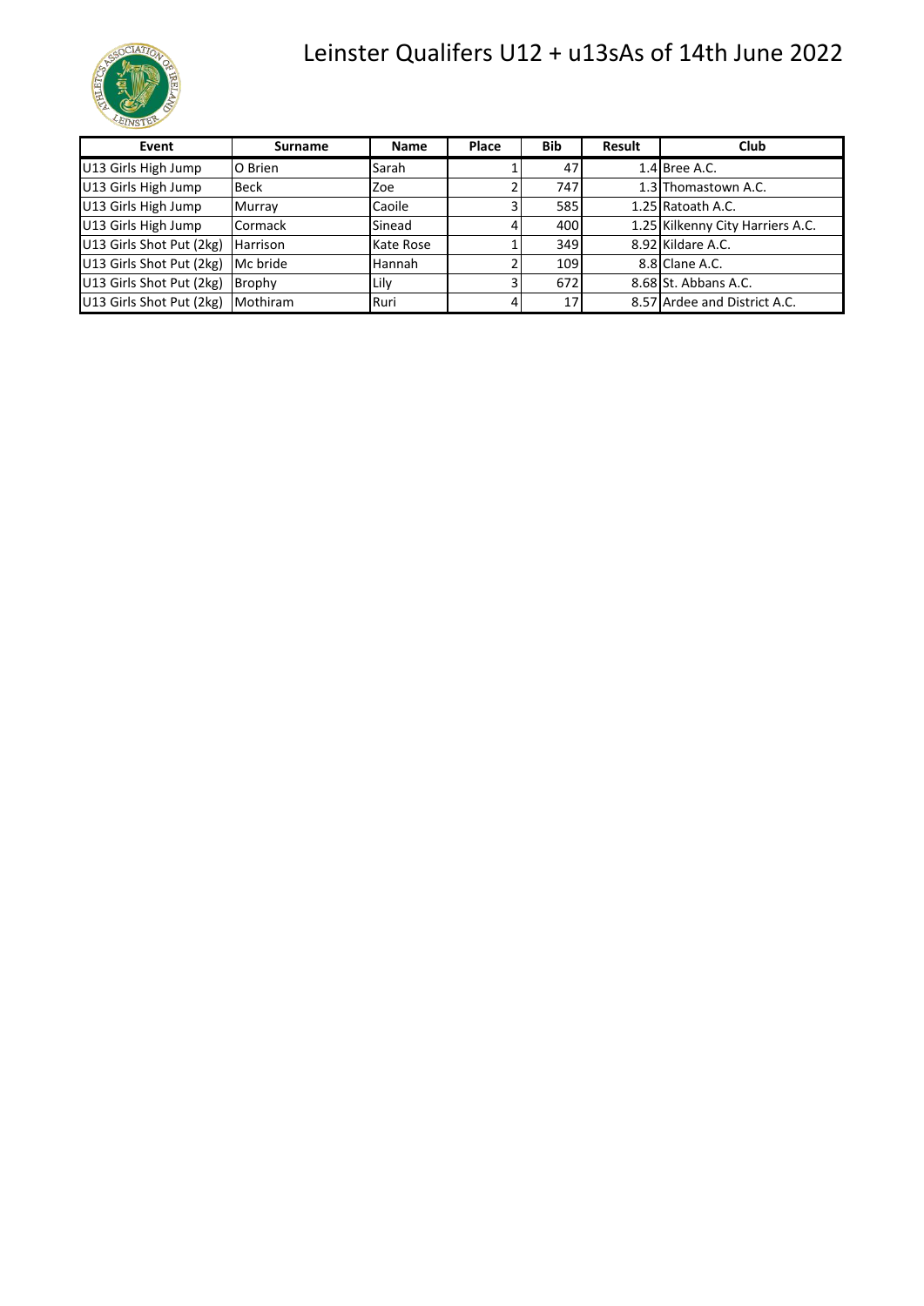# Leinster Qualifers U12 + u13sAs of 14th June 2022

| Event | Surname | Name | Place | Bib | Result | Club |
|---|---|---|---|---|---|---|
| U13 Girls High Jump | O Brien | Sarah | 1 | 47 | 1.4 | Bree A.C. |
| U13 Girls High Jump | Beck | Zoe | 2 | 747 | 1.3 | Thomastown A.C. |
| U13 Girls High Jump | Murray | Caoile | 3 | 585 | 1.25 | Ratoath A.C. |
| U13 Girls High Jump | Cormack | Sinead | 4 | 400 | 1.25 | Kilkenny City Harriers A.C. |
| U13 Girls Shot Put (2kg) | Harrison | Kate Rose | 1 | 349 | 8.92 | Kildare A.C. |
| U13 Girls Shot Put (2kg) | Mc bride | Hannah | 2 | 109 | 8.8 | Clane A.C. |
| U13 Girls Shot Put (2kg) | Brophy | Lily | 3 | 672 | 8.68 | St. Abbans A.C. |
| U13 Girls Shot Put (2kg) | Mothiram | Ruri | 4 | 17 | 8.57 | Ardee and District A.C. |